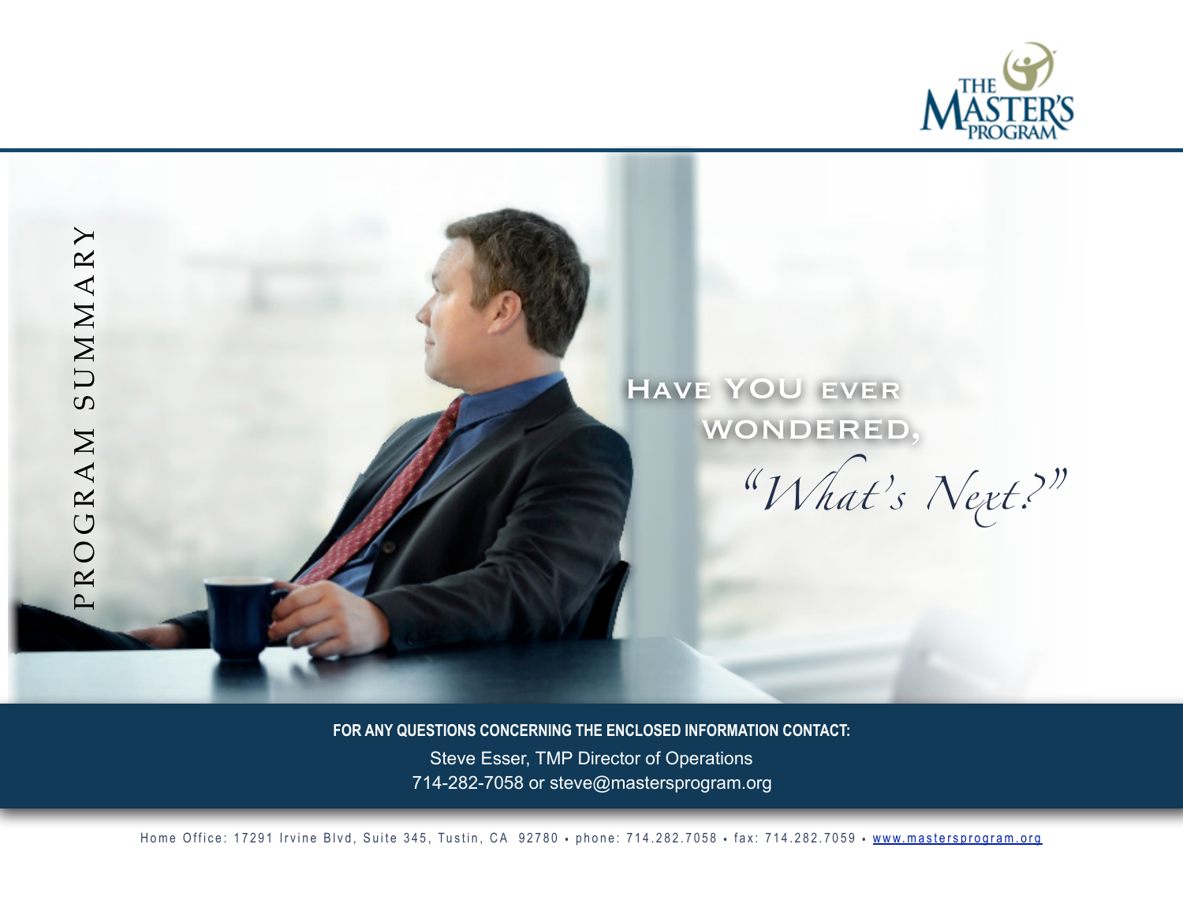# THE MASTER'S PROGRAM

PROGRAM SUMMARY

## Have YOU ever wondered, *"What's Next?"*

**FOR ANY QUESTIONS CONCERNING THE ENCLOSED INFORMATION CONTACT:**

Steve Esser, TMP Director of Operations
714-282-7058 or steve@mastersprogram.org

Home Office: 17291 Irvine Blvd, Suite 345, Tustin, CA 92780 • phone: 714.282.7058 • fax: 714.282.7059 • www.mastersprogram.org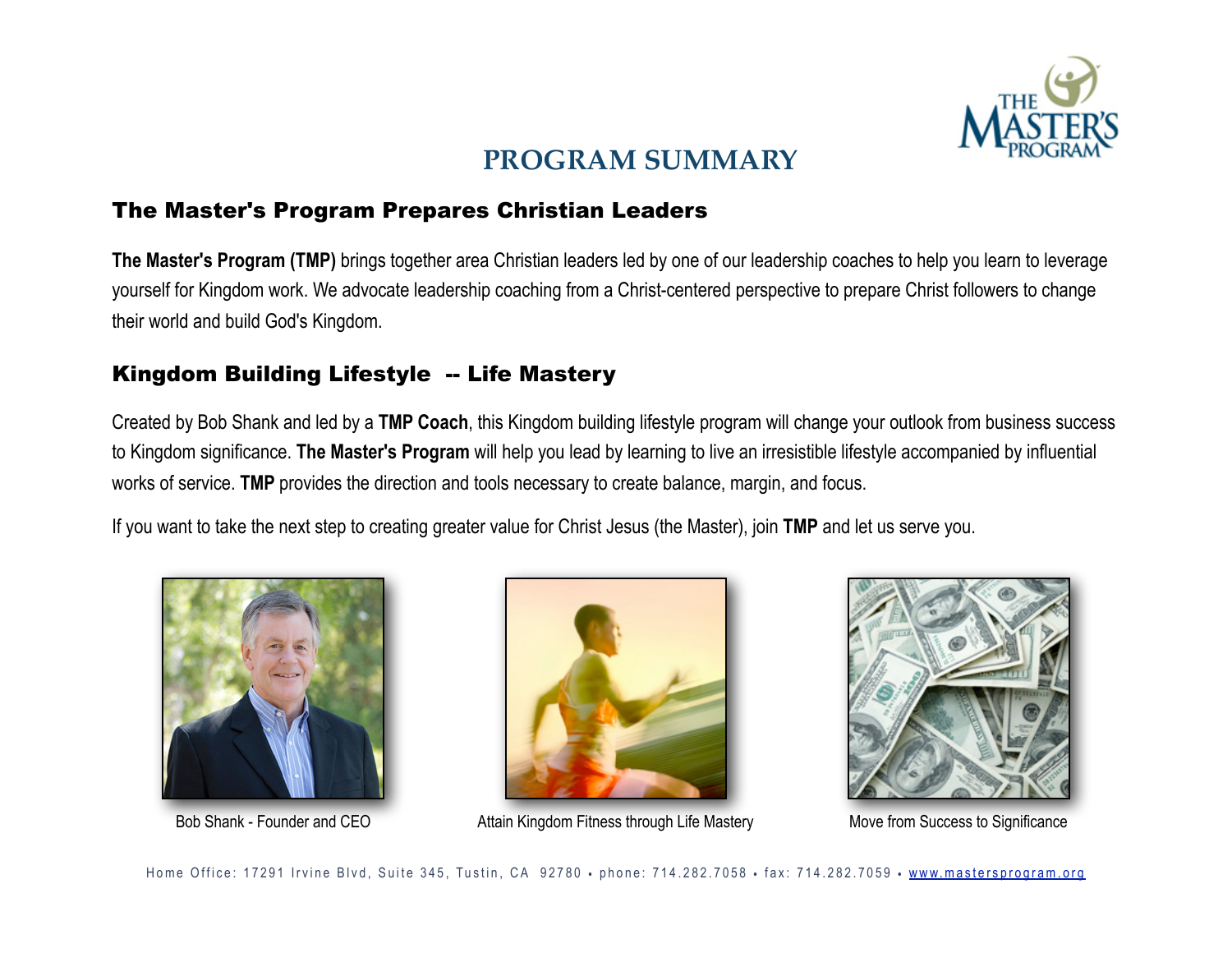# PROGRAM SUMMARY

## The Master's Program Prepares Christian Leaders

**The Master's Program (TMP)** brings together area Christian leaders led by one of our leadership coaches to help you learn to leverage yourself for Kingdom work. We advocate leadership coaching from a Christ-centered perspective to prepare Christ followers to change their world and build God's Kingdom.

## Kingdom Building Lifestyle -- Life Mastery

Created by Bob Shank and led by a **TMP Coach**, this Kingdom building lifestyle program will change your outlook from business success to Kingdom significance. **The Master's Program** will help you lead by learning to live an irresistible lifestyle accompanied by influential works of service. **TMP** provides the direction and tools necessary to create balance, margin, and focus.

If you want to take the next step to creating greater value for Christ Jesus (the Master), join **TMP** and let us serve you.

Bob Shank - Founder and CEO

Attain Kingdom Fitness through Life Mastery

Move from Success to Significance

Home Office: 17291 Irvine Blvd, Suite 345, Tustin, CA 92780 • phone: 714.282.7058 • fax: 714.282.7059 • www.mastersprogram.org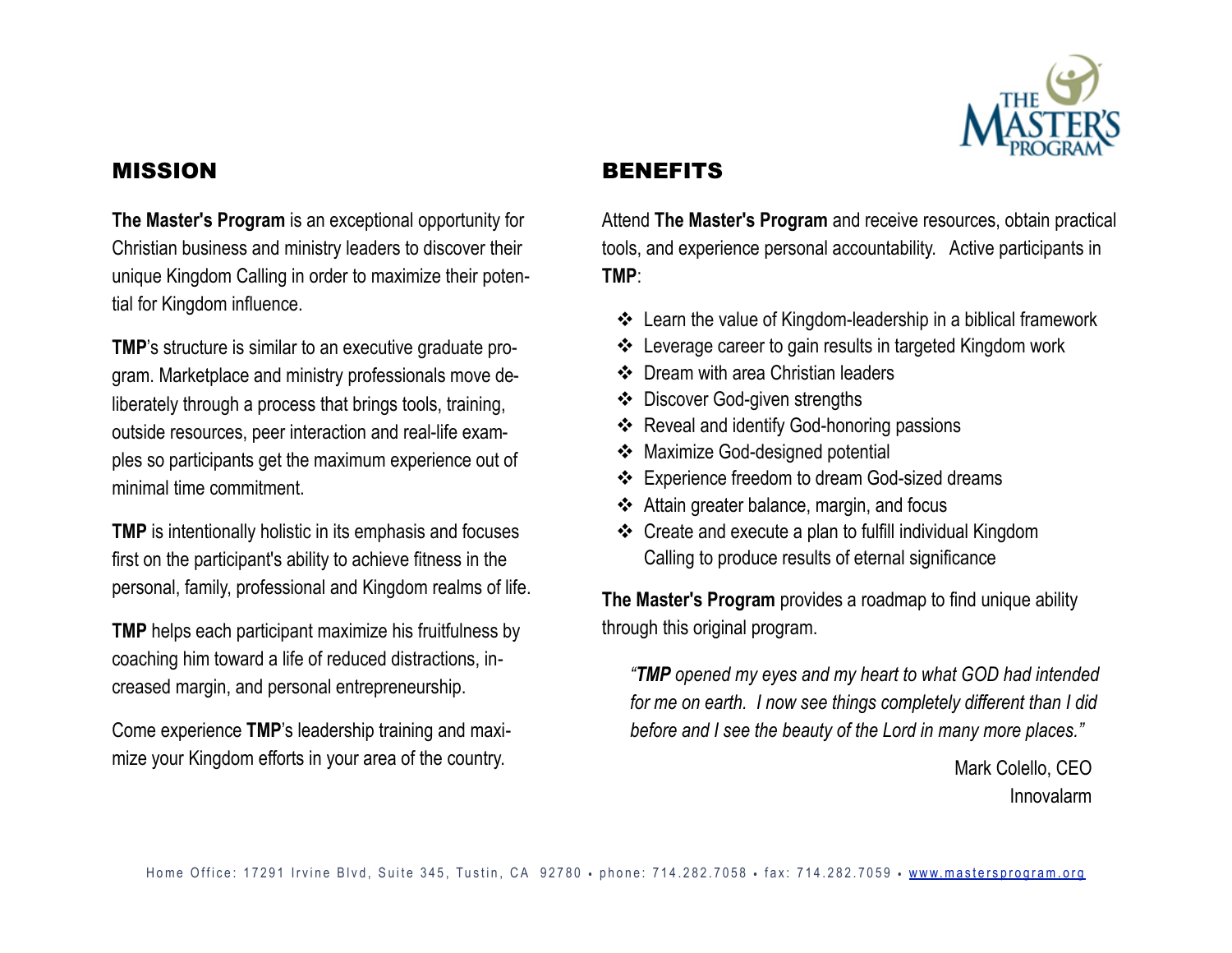## MISSION

**The Master's Program** is an exceptional opportunity for Christian business and ministry leaders to discover their unique Kingdom Calling in order to maximize their potential for Kingdom influence.

**TMP**'s structure is similar to an executive graduate program. Marketplace and ministry professionals move deliberately through a process that brings tools, training, outside resources, peer interaction and real-life examples so participants get the maximum experience out of minimal time commitment.

**TMP** is intentionally holistic in its emphasis and focuses first on the participant's ability to achieve fitness in the personal, family, professional and Kingdom realms of life.

**TMP** helps each participant maximize his fruitfulness by coaching him toward a life of reduced distractions, increased margin, and personal entrepreneurship.

Come experience **TMP**'s leadership training and maximize your Kingdom efforts in your area of the country.

## BENEFITS

Attend **The Master's Program** and receive resources, obtain practical tools, and experience personal accountability. Active participants in **TMP**:

- Learn the value of Kingdom-leadership in a biblical framework
- Leverage career to gain results in targeted Kingdom work
- Dream with area Christian leaders
- Discover God-given strengths
- Reveal and identify God-honoring passions
- Maximize God-designed potential
- Experience freedom to dream God-sized dreams
- Attain greater balance, margin, and focus
- Create and execute a plan to fulfill individual Kingdom Calling to produce results of eternal significance

**The Master's Program** provides a roadmap to find unique ability through this original program.

> *"**TMP** opened my eyes and my heart to what GOD had intended for me on earth. I now see things completely different than I did before and I see the beauty of the Lord in many more places."*
>
> Mark Colello, CEO
> Innovalarm

Home Office: 17291 Irvine Blvd, Suite 345, Tustin, CA 92780 • phone: 714.282.7058 • fax: 714.282.7059 • www.mastersprogram.org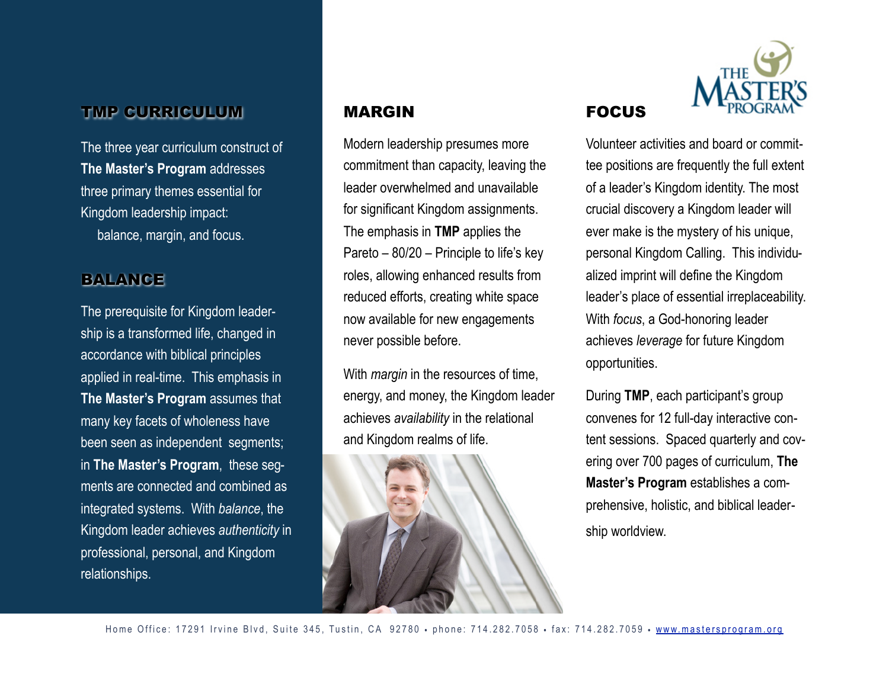## TMP CURRICULUM

The three year curriculum construct of **The Master's Program** addresses three primary themes essential for Kingdom leadership impact:
balance, margin, and focus.

## BALANCE

The prerequisite for Kingdom leadership is a transformed life, changed in accordance with biblical principles applied in real-time. This emphasis in **The Master's Program** assumes that many key facets of wholeness have been seen as independent segments; in **The Master's Program**, these segments are connected and combined as integrated systems. With *balance*, the Kingdom leader achieves *authenticity* in professional, personal, and Kingdom relationships.

## MARGIN

Modern leadership presumes more commitment than capacity, leaving the leader overwhelmed and unavailable for significant Kingdom assignments. The emphasis in **TMP** applies the Pareto – 80/20 – Principle to life's key roles, allowing enhanced results from reduced efforts, creating white space now available for new engagements never possible before.

With *margin* in the resources of time, energy, and money, the Kingdom leader achieves *availability* in the relational and Kingdom realms of life.

## FOCUS

Volunteer activities and board or committee positions are frequently the full extent of a leader's Kingdom identity. The most crucial discovery a Kingdom leader will ever make is the mystery of his unique, personal Kingdom Calling. This individualized imprint will define the Kingdom leader's place of essential irreplaceability. With *focus*, a God-honoring leader achieves *leverage* for future Kingdom opportunities.

During **TMP**, each participant's group convenes for 12 full-day interactive content sessions. Spaced quarterly and covering over 700 pages of curriculum, **The Master's Program** establishes a comprehensive, holistic, and biblical leadership worldview.

Home Office: 17291 Irvine Blvd, Suite 345, Tustin, CA 92780 • phone: 714.282.7058 • fax: 714.282.7059 • www.mastersprogram.org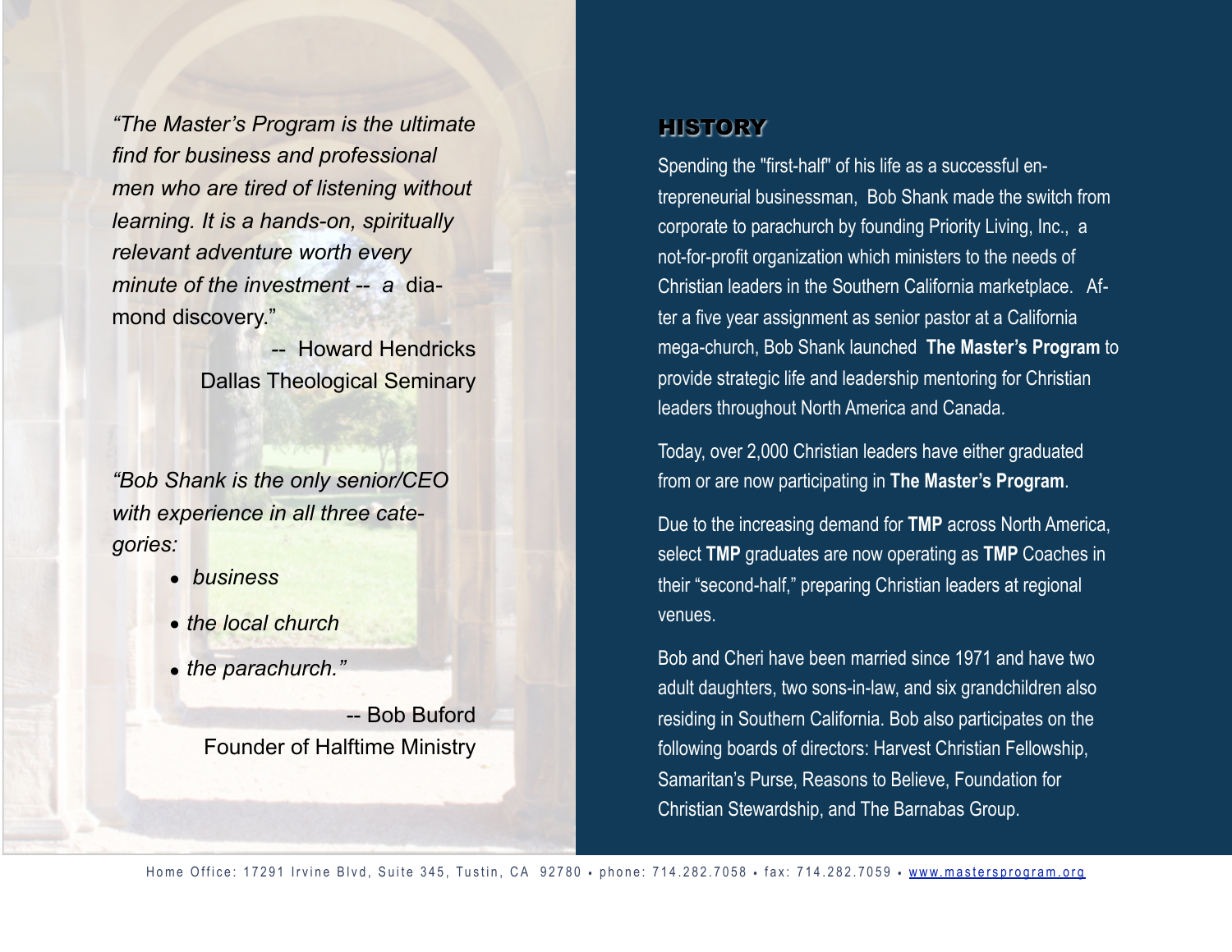*"The Master's Program is the ultimate find for business and professional men who are tired of listening without learning. It is a hands-on, spiritually relevant adventure worth every minute of the investment -- a* diamond discovery."

-- Howard Hendricks
Dallas Theological Seminary

*"Bob Shank is the only senior/CEO with experience in all three categories:*

- *business*
- *the local church*
- *the parachurch."*

-- Bob Buford
Founder of Halftime Ministry

## HISTORY

Spending the "first-half" of his life as a successful entrepreneurial businessman, Bob Shank made the switch from corporate to parachurch by founding Priority Living, Inc., a not-for-profit organization which ministers to the needs of Christian leaders in the Southern California marketplace. After a five year assignment as senior pastor at a California mega-church, Bob Shank launched **The Master's Program** to provide strategic life and leadership mentoring for Christian leaders throughout North America and Canada.

Today, over 2,000 Christian leaders have either graduated from or are now participating in **The Master's Program**.

Due to the increasing demand for **TMP** across North America, select **TMP** graduates are now operating as **TMP** Coaches in their "second-half," preparing Christian leaders at regional venues.

Bob and Cheri have been married since 1971 and have two adult daughters, two sons-in-law, and six grandchildren also residing in Southern California. Bob also participates on the following boards of directors: Harvest Christian Fellowship, Samaritan's Purse, Reasons to Believe, Foundation for Christian Stewardship, and The Barnabas Group.

Home Office: 17291 Irvine Blvd, Suite 345, Tustin, CA 92780 • phone: 714.282.7058 • fax: 714.282.7059 • www.mastersprogram.org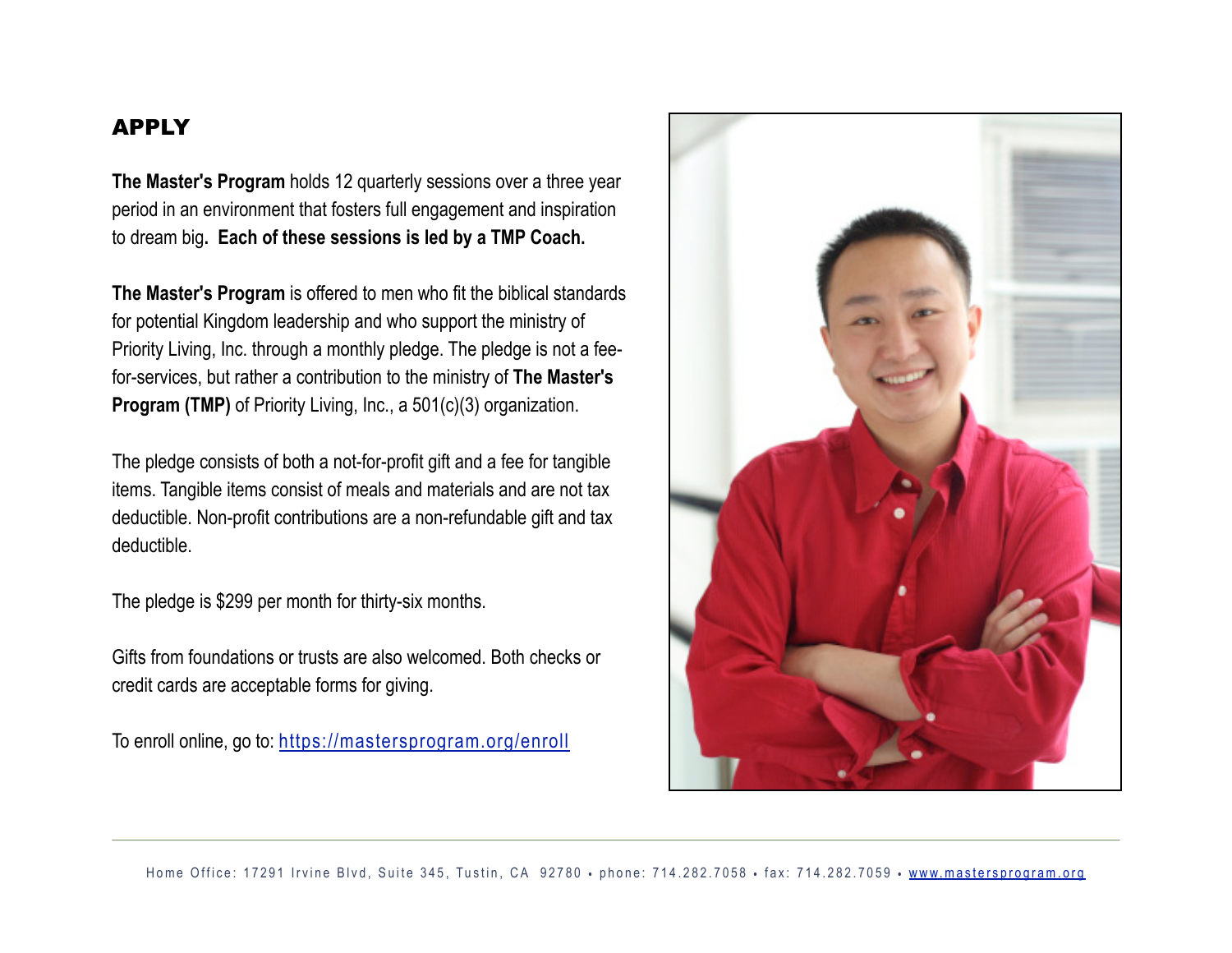## APPLY

**The Master's Program** holds 12 quarterly sessions over a three year period in an environment that fosters full engagement and inspiration to dream big**. Each of these sessions is led by a TMP Coach.**

**The Master's Program** is offered to men who fit the biblical standards for potential Kingdom leadership and who support the ministry of Priority Living, Inc. through a monthly pledge. The pledge is not a fee-for-services, but rather a contribution to the ministry of **The Master's Program (TMP)** of Priority Living, Inc., a 501(c)(3) organization.

The pledge consists of both a not-for-profit gift and a fee for tangible items. Tangible items consist of meals and materials and are not tax deductible. Non-profit contributions are a non-refundable gift and tax deductible.

The pledge is $299 per month for thirty-six months.

Gifts from foundations or trusts are also welcomed. Both checks or credit cards are acceptable forms for giving.

To enroll online, go to: [https://mastersprogram.org/enroll](https://mastersprogram.org/enroll)

Home Office: 17291 Irvine Blvd, Suite 345, Tustin, CA 92780 • phone: 714.282.7058 • fax: 714.282.7059 • [www.mastersprogram.org](http://www.mastersprogram.org)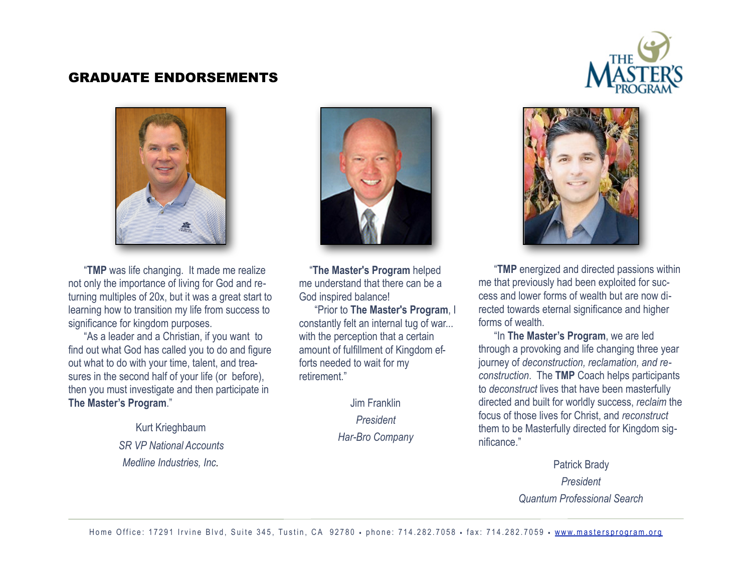## GRADUATE ENDORSEMENTS

"**TMP** was life changing. It made me realize not only the importance of living for God and returning multiples of 20x, but it was a great start to learning how to transition my life from success to significance for kingdom purposes.

"As a leader and a Christian, if you want to find out what God has called you to do and figure out what to do with your time, talent, and treasures in the second half of your life (or before), then you must investigate and then participate in **The Master's Program**."

Kurt Krieghbaum
*SR VP National Accounts*
*Medline Industries, Inc.*

"**The Master's Program** helped me understand that there can be a God inspired balance!

"Prior to **The Master's Program**, I constantly felt an internal tug of war... with the perception that a certain amount of fulfillment of Kingdom efforts needed to wait for my retirement."

Jim Franklin
*President*
*Har-Bro Company*

"**TMP** energized and directed passions within me that previously had been exploited for success and lower forms of wealth but are now directed towards eternal significance and higher forms of wealth.

"In **The Master's Program**, we are led through a provoking and life changing three year journey of *deconstruction, reclamation, and reconstruction*. The **TMP** Coach helps participants to *deconstruct* lives that have been masterfully directed and built for worldly success, *reclaim* the focus of those lives for Christ, and *reconstruct* them to be Masterfully directed for Kingdom significance."

Patrick Brady
*President*
*Quantum Professional Search*

Home Office: 17291 Irvine Blvd, Suite 345, Tustin, CA 92780 • phone: 714.282.7058 • fax: 714.282.7059 • www.mastersprogram.org